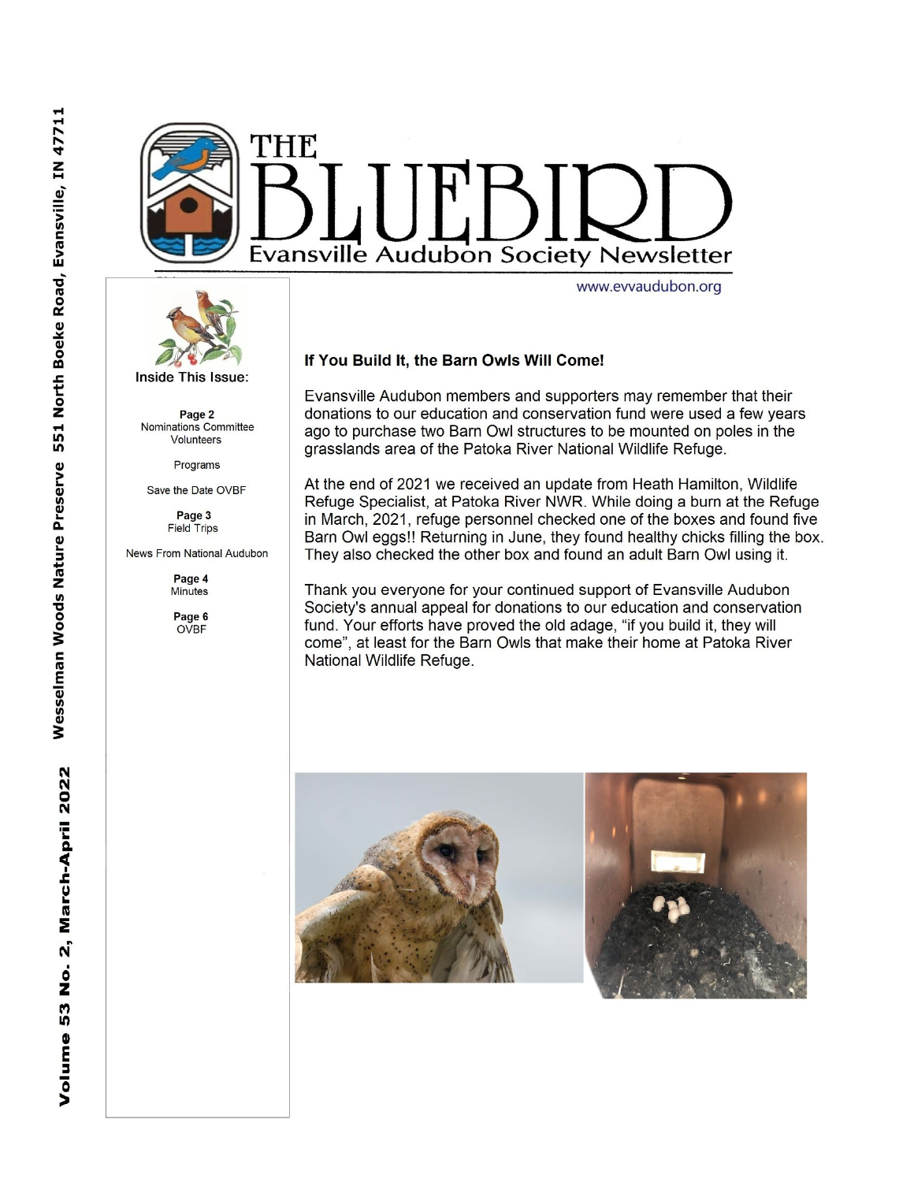# THE BLUEBIRD

## Evansville Audubon Society Newsletter

www.evvaudubon.org

Volume 53 No. 2, March-April 2022 Wesselman Woods Nature Preserve 551 North Boeke Road, Evansville, IN 47711

**Inside This Issue:**

**Page 2**
Nominations Committee
Volunteers

Programs

Save the Date OVBF

**Page 3**
Field Trips

News From National Audubon

**Page 4**
Minutes

**Page 6**
OVBF

### If You Build It, the Barn Owls Will Come!

Evansville Audubon members and supporters may remember that their donations to our education and conservation fund were used a few years ago to purchase two Barn Owl structures to be mounted on poles in the grasslands area of the Patoka River National Wildlife Refuge.

At the end of 2021 we received an update from Heath Hamilton, Wildlife Refuge Specialist, at Patoka River NWR. While doing a burn at the Refuge in March, 2021, refuge personnel checked one of the boxes and found five Barn Owl eggs!! Returning in June, they found healthy chicks filling the box. They also checked the other box and found an adult Barn Owl using it.

Thank you everyone for your continued support of Evansville Audubon Society's annual appeal for donations to our education and conservation fund. Your efforts have proved the old adage, "if you build it, they will come", at least for the Barn Owls that make their home at Patoka River National Wildlife Refuge.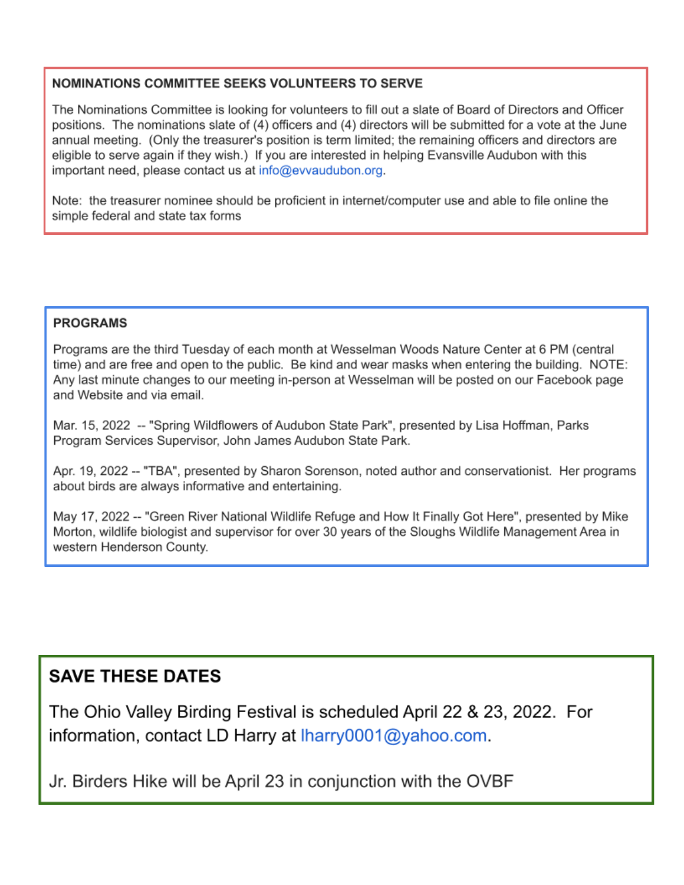## NOMINATIONS COMMITTEE SEEKS VOLUNTEERS TO SERVE

The Nominations Committee is looking for volunteers to fill out a slate of Board of Directors and Officer positions. The nominations slate of (4) officers and (4) directors will be submitted for a vote at the June annual meeting. (Only the treasurer's position is term limited; the remaining officers and directors are eligible to serve again if they wish.) If you are interested in helping Evansville Audubon with this important need, please contact us at info@evvaudubon.org.

Note: the treasurer nominee should be proficient in internet/computer use and able to file online the simple federal and state tax forms

## PROGRAMS

Programs are the third Tuesday of each month at Wesselman Woods Nature Center at 6 PM (central time) and are free and open to the public. Be kind and wear masks when entering the building. NOTE: Any last minute changes to our meeting in-person at Wesselman will be posted on our Facebook page and Website and via email.

Mar. 15, 2022 -- "Spring Wildflowers of Audubon State Park", presented by Lisa Hoffman, Parks Program Services Supervisor, John James Audubon State Park.

Apr. 19, 2022 -- "TBA", presented by Sharon Sorenson, noted author and conservationist. Her programs about birds are always informative and entertaining.

May 17, 2022 -- "Green River National Wildlife Refuge and How It Finally Got Here", presented by Mike Morton, wildlife biologist and supervisor for over 30 years of the Sloughs Wildlife Management Area in western Henderson County.

## SAVE THESE DATES

The Ohio Valley Birding Festival is scheduled April 22 & 23, 2022. For information, contact LD Harry at lharry0001@yahoo.com.

Jr. Birders Hike will be April 23 in conjunction with the OVBF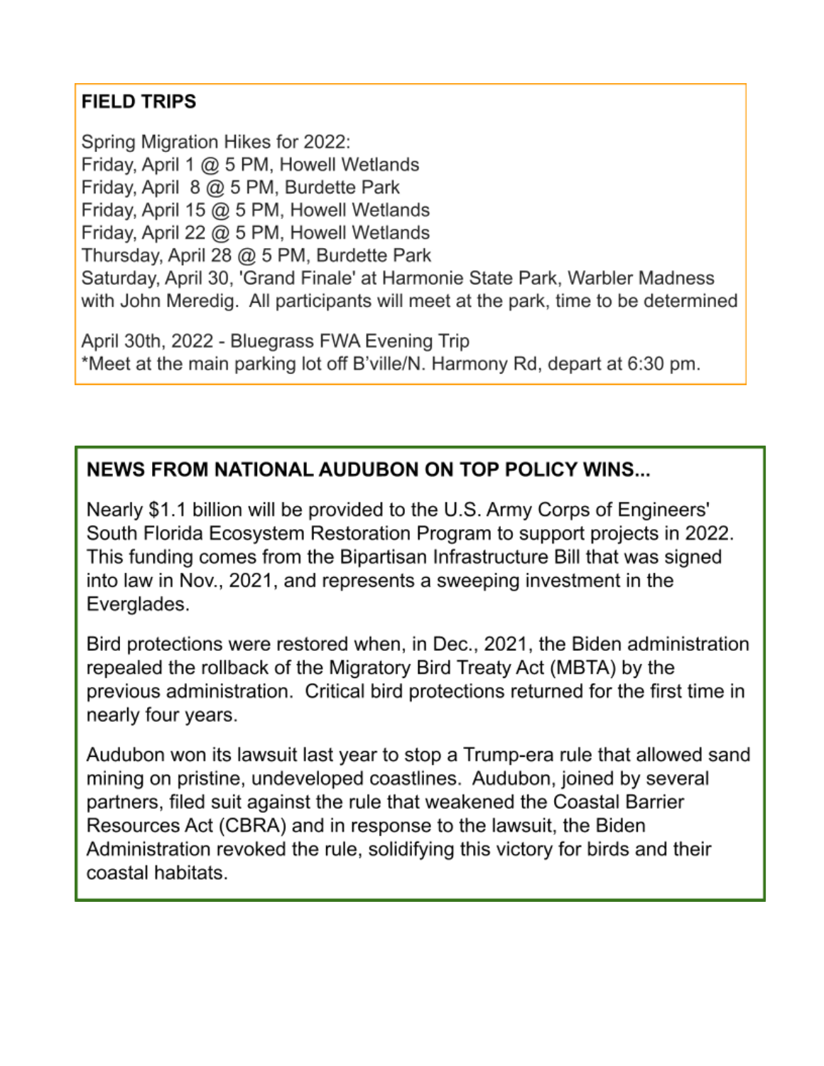## FIELD TRIPS

Spring Migration Hikes for 2022:
Friday, April 1 @ 5 PM, Howell Wetlands
Friday, April 8 @ 5 PM, Burdette Park
Friday, April 15 @ 5 PM, Howell Wetlands
Friday, April 22 @ 5 PM, Howell Wetlands
Thursday, April 28 @ 5 PM, Burdette Park
Saturday, April 30, 'Grand Finale' at Harmonie State Park, Warbler Madness with John Meredig. All participants will meet at the park, time to be determined

April 30th, 2022 - Bluegrass FWA Evening Trip
*Meet at the main parking lot off B'ville/N. Harmony Rd, depart at 6:30 pm.

## NEWS FROM NATIONAL AUDUBON ON TOP POLICY WINS...

Nearly $1.1 billion will be provided to the U.S. Army Corps of Engineers' South Florida Ecosystem Restoration Program to support projects in 2022. This funding comes from the Bipartisan Infrastructure Bill that was signed into law in Nov., 2021, and represents a sweeping investment in the Everglades.

Bird protections were restored when, in Dec., 2021, the Biden administration repealed the rollback of the Migratory Bird Treaty Act (MBTA) by the previous administration. Critical bird protections returned for the first time in nearly four years.

Audubon won its lawsuit last year to stop a Trump-era rule that allowed sand mining on pristine, undeveloped coastlines. Audubon, joined by several partners, filed suit against the rule that weakened the Coastal Barrier Resources Act (CBRA) and in response to the lawsuit, the Biden Administration revoked the rule, solidifying this victory for birds and their coastal habitats.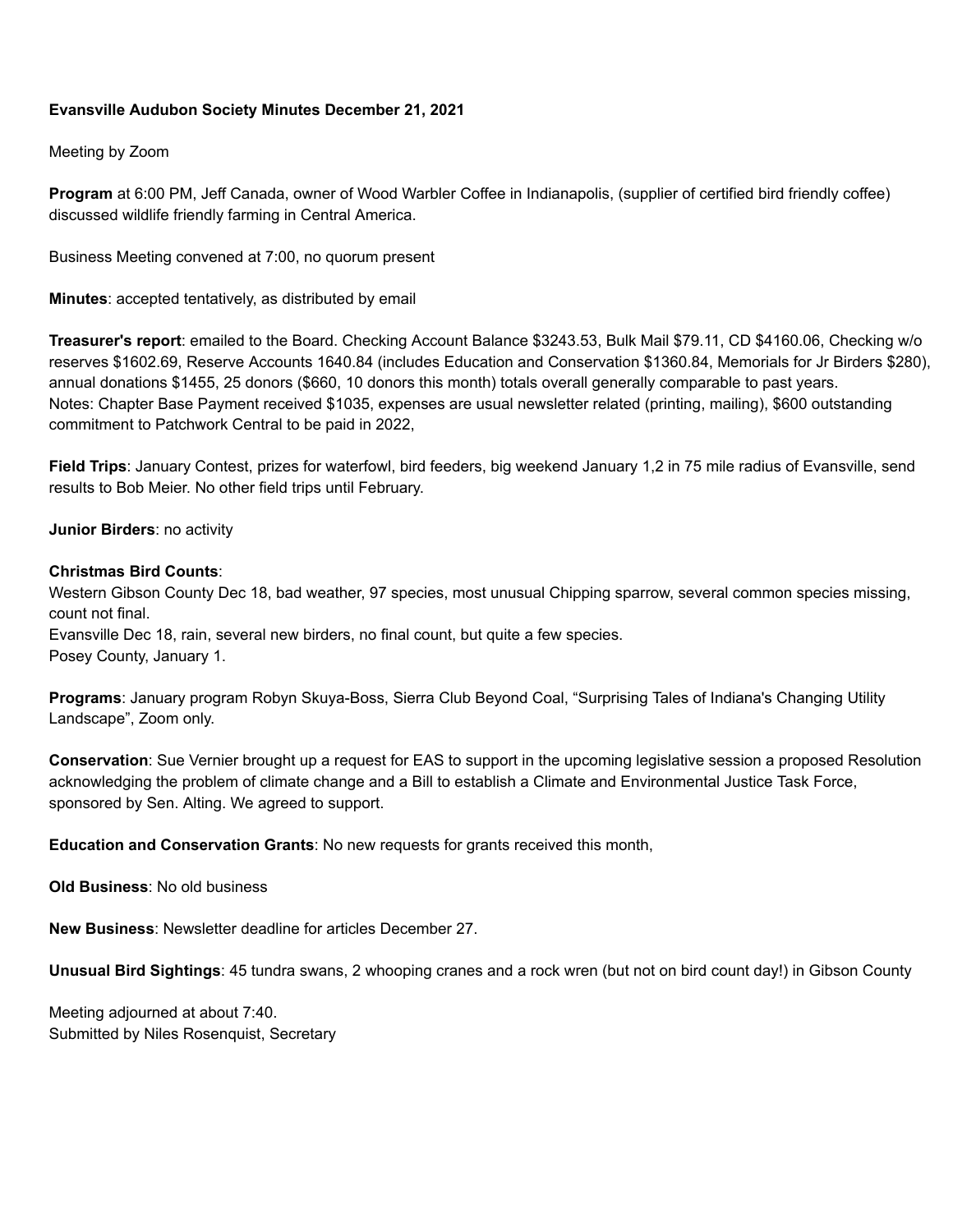**Evansville Audubon Society Minutes December 21, 2021**

Meeting by Zoom

**Program** at 6:00 PM, Jeff Canada, owner of Wood Warbler Coffee in Indianapolis, (supplier of certified bird friendly coffee) discussed wildlife friendly farming in Central America.

Business Meeting convened at 7:00, no quorum present

**Minutes**: accepted tentatively, as distributed by email

**Treasurer's report**: emailed to the Board. Checking Account Balance $3243.53, Bulk Mail $79.11, CD $4160.06, Checking w/o reserves $1602.69, Reserve Accounts 1640.84 (includes Education and Conservation $1360.84, Memorials for Jr Birders $280), annual donations $1455, 25 donors ($660, 10 donors this month) totals overall generally comparable to past years.
Notes: Chapter Base Payment received $1035, expenses are usual newsletter related (printing, mailing), $600 outstanding commitment to Patchwork Central to be paid in 2022,

**Field Trips**: January Contest, prizes for waterfowl, bird feeders, big weekend January 1,2 in 75 mile radius of Evansville, send results to Bob Meier. No other field trips until February.

**Junior Birders**: no activity

**Christmas Bird Counts**:
Western Gibson County Dec 18, bad weather, 97 species, most unusual Chipping sparrow, several common species missing, count not final.
Evansville Dec 18, rain, several new birders, no final count, but quite a few species.
Posey County, January 1.

**Programs**: January program Robyn Skuya-Boss, Sierra Club Beyond Coal, "Surprising Tales of Indiana's Changing Utility Landscape", Zoom only.

**Conservation**: Sue Vernier brought up a request for EAS to support in the upcoming legislative session a proposed Resolution acknowledging the problem of climate change and a Bill to establish a Climate and Environmental Justice Task Force, sponsored by Sen. Alting. We agreed to support.

**Education and Conservation Grants**: No new requests for grants received this month,

**Old Business**: No old business

**New Business**: Newsletter deadline for articles December 27.

**Unusual Bird Sightings**: 45 tundra swans, 2 whooping cranes and a rock wren (but not on bird count day!) in Gibson County

Meeting adjourned at about 7:40.
Submitted by Niles Rosenquist, Secretary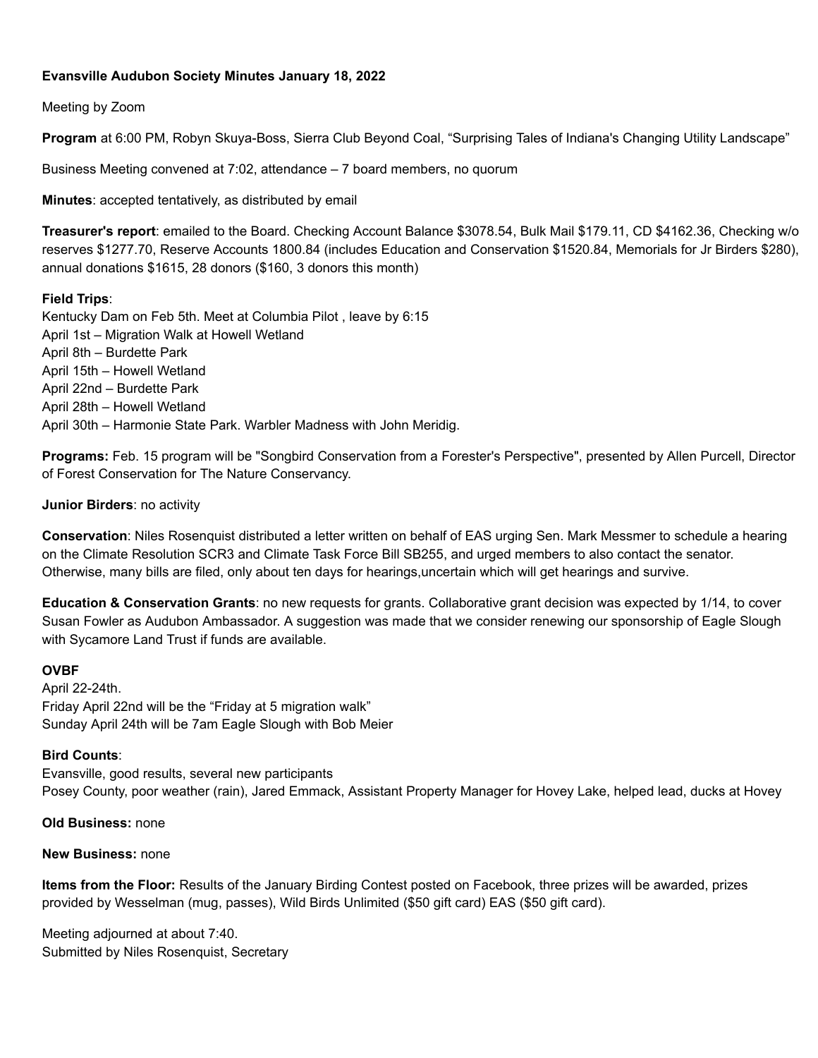**Evansville Audubon Society Minutes January 18, 2022**

Meeting by Zoom

**Program** at 6:00 PM, Robyn Skuya-Boss, Sierra Club Beyond Coal, “Surprising Tales of Indiana's Changing Utility Landscape”

Business Meeting convened at 7:02, attendance – 7 board members, no quorum

**Minutes**: accepted tentatively, as distributed by email

**Treasurer's report**: emailed to the Board. Checking Account Balance $3078.54, Bulk Mail $179.11, CD $4162.36, Checking w/o reserves $1277.70, Reserve Accounts 1800.84 (includes Education and Conservation $1520.84, Memorials for Jr Birders $280), annual donations $1615, 28 donors ($160, 3 donors this month)

**Field Trips**:
Kentucky Dam on Feb 5th. Meet at Columbia Pilot , leave by 6:15
April 1st – Migration Walk at Howell Wetland
April 8th – Burdette Park
April 15th – Howell Wetland
April 22nd – Burdette Park
April 28th – Howell Wetland
April 30th – Harmonie State Park. Warbler Madness with John Meridig.

**Programs:** Feb. 15 program will be "Songbird Conservation from a Forester's Perspective", presented by Allen Purcell, Director of Forest Conservation for The Nature Conservancy.

**Junior Birders**: no activity

**Conservation**: Niles Rosenquist distributed a letter written on behalf of EAS urging Sen. Mark Messmer to schedule a hearing on the Climate Resolution SCR3 and Climate Task Force Bill SB255, and urged members to also contact the senator. Otherwise, many bills are filed, only about ten days for hearings,uncertain which will get hearings and survive.

**Education & Conservation Grants**: no new requests for grants. Collaborative grant decision was expected by 1/14, to cover Susan Fowler as Audubon Ambassador. A suggestion was made that we consider renewing our sponsorship of Eagle Slough with Sycamore Land Trust if funds are available.

**OVBF**
April 22-24th.
Friday April 22nd will be the “Friday at 5 migration walk”
Sunday April 24th will be 7am Eagle Slough with Bob Meier

**Bird Counts**:
Evansville, good results, several new participants
Posey County, poor weather (rain), Jared Emmack, Assistant Property Manager for Hovey Lake, helped lead, ducks at Hovey

**Old Business:** none

**New Business:** none

**Items from the Floor:** Results of the January Birding Contest posted on Facebook, three prizes will be awarded, prizes provided by Wesselman (mug, passes), Wild Birds Unlimited ($50 gift card) EAS ($50 gift card).

Meeting adjourned at about 7:40.
Submitted by Niles Rosenquist, Secretary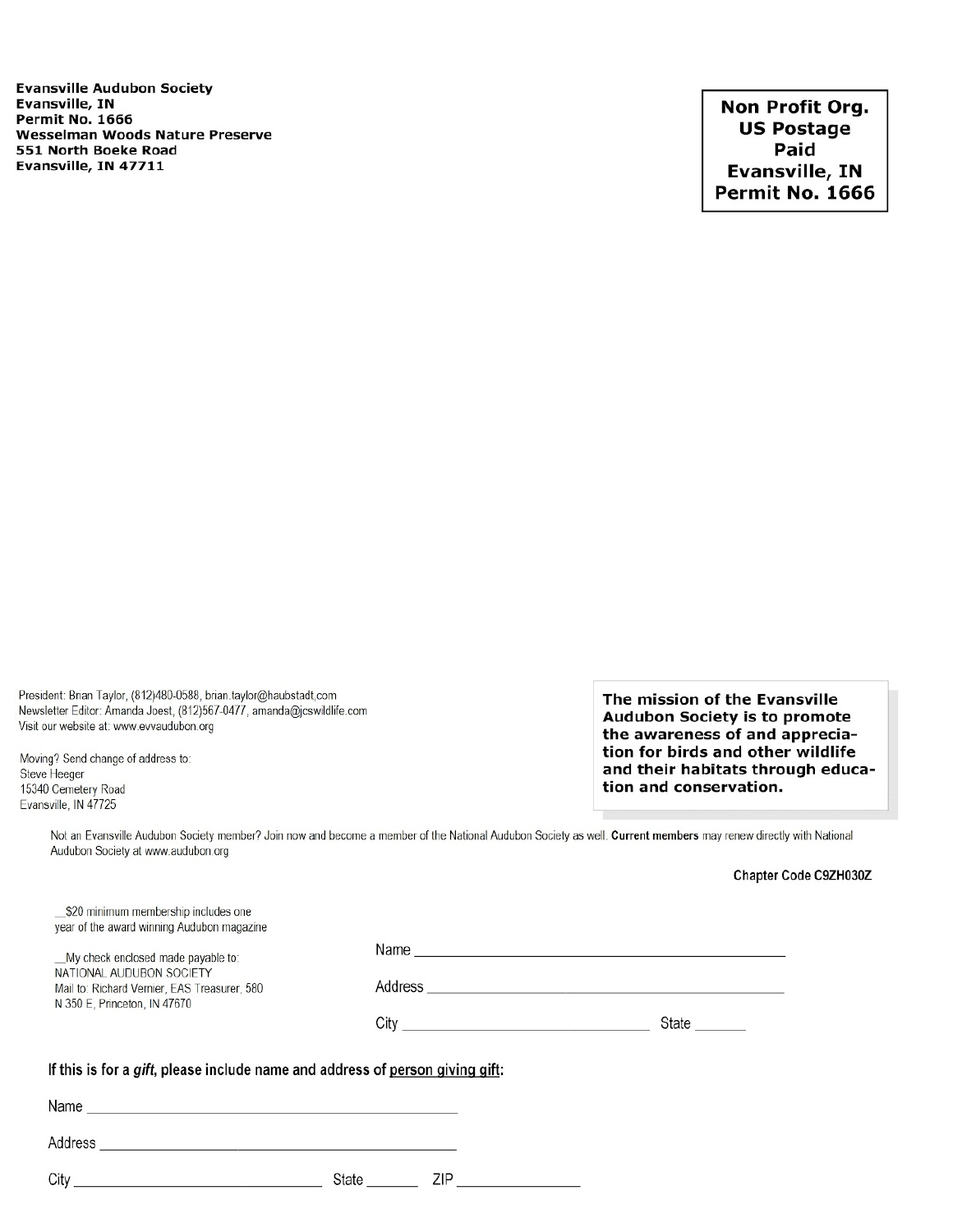**Evansville Audubon Society**
**Evansville, IN**
**Permit No. 1666**
**Wesselman Woods Nature Preserve**
**551 North Boeke Road**
**Evansville, IN 47711**

**Non Profit Org.**
**US Postage**
**Paid**
**Evansville, IN**
**Permit No. 1666**

President: Brian Taylor, (812)480-0588, brian.taylor@haubstadt.com
Newsletter Editor: Amanda Joest, (812)567-0477, amanda@jcswildlife.com
Visit our website at: www.evvaudubon.org

Moving? Send change of address to:
Steve Heeger
15340 Cemetery Road
Evansville, IN 47725

**The mission of the Evansville Audubon Society is to promote the awareness of and appreciation for birds and other wildlife and their habitats through education and conservation.**

Not an Evansville Audubon Society member? Join now and become a member of the National Audubon Society as well. **Current members** may renew directly with National Audubon Society at www.audubon.org

**Chapter Code C9ZH030Z**

__$20 minimum membership includes one year of the award winning Audubon magazine

__My check enclosed made payable to: NATIONAL AUDUBON SOCIETY
Mail to: Richard Vernier, EAS Treasurer, 580 N 350 E, Princeton, IN 47670

Name ____________________________________________

Address __________________________________________

City ______________________________ State _______

If this is for a *gift*, please include name and address of person giving gift:

Name ____________________________________________

Address __________________________________________

City ______________________________ State _______ ZIP _______________